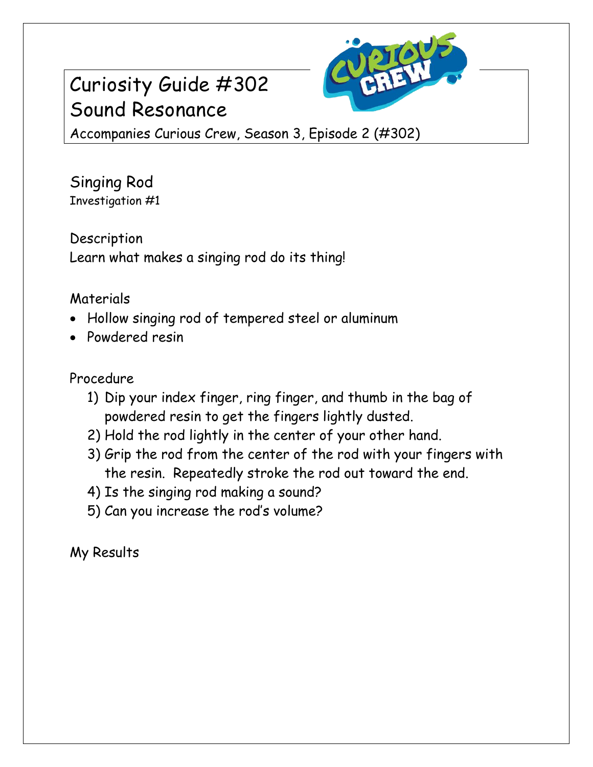# Curiosity Guide #302
# Sound Resonance

Accompanies Curious Crew, Season 3, Episode 2 (#302)

## Singing Rod

Investigation #1

### Description

Learn what makes a singing rod do its thing!

### Materials

- Hollow singing rod of tempered steel or aluminum
- Powdered resin

### Procedure

1) Dip your index finger, ring finger, and thumb in the bag of powdered resin to get the fingers lightly dusted.
2) Hold the rod lightly in the center of your other hand.
3) Grip the rod from the center of the rod with your fingers with the resin. Repeatedly stroke the rod out toward the end.
4) Is the singing rod making a sound?
5) Can you increase the rod's volume?

### My Results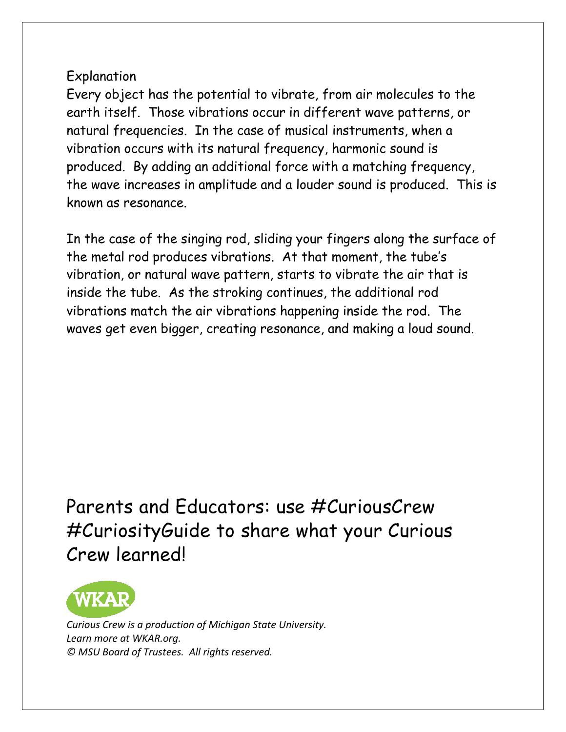## Explanation

Every object has the potential to vibrate, from air molecules to the earth itself. Those vibrations occur in different wave patterns, or natural frequencies. In the case of musical instruments, when a vibration occurs with its natural frequency, harmonic sound is produced. By adding an additional force with a matching frequency, the wave increases in amplitude and a louder sound is produced. This is known as resonance.

In the case of the singing rod, sliding your fingers along the surface of the metal rod produces vibrations. At that moment, the tube's vibration, or natural wave pattern, starts to vibrate the air that is inside the tube. As the stroking continues, the additional rod vibrations match the air vibrations happening inside the rod. The waves get even bigger, creating resonance, and making a loud sound.

## Parents and Educators: use #CuriousCrew #CuriosityGuide to share what your Curious Crew learned!

WKAR

*Curious Crew is a production of Michigan State University.*
*Learn more at WKAR.org.*
*© MSU Board of Trustees. All rights reserved.*